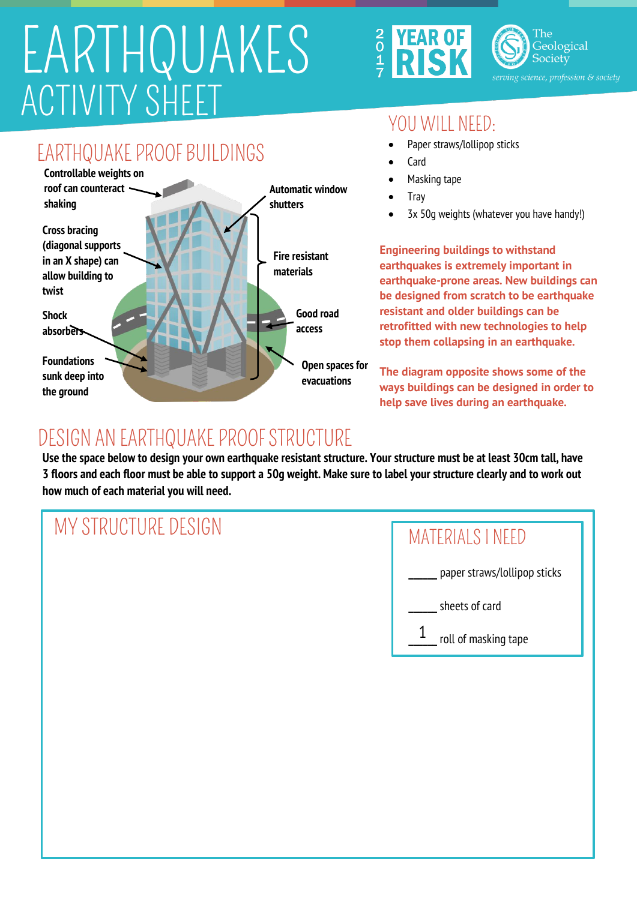# EARTHQUAKES
## ACTIVITY SHEET

2017 YEAR OF RISK

The Geological Society
*serving science, profession & society*

## EARTHQUAKE PROOF BUILDINGS

- Controllable weights on roof can counteract shaking
- Cross bracing (diagonal supports in an X shape) can allow building to twist
- Shock absorbers
- Foundations sunk deep into the ground
- Automatic window shutters
- Fire resistant materials
- Good road access
- Open spaces for evacuations

## YOU WILL NEED:

- Paper straws/lollipop sticks
- Card
- Masking tape
- Tray
- 3x 50g weights (whatever you have handy!)

**Engineering buildings to withstand earthquakes is extremely important in earthquake-prone areas. New buildings can be designed from scratch to be earthquake resistant and older buildings can be retrofitted with new technologies to help stop them collapsing in an earthquake.**

**The diagram opposite shows some of the ways buildings can be designed in order to help save lives during an earthquake.**

## DESIGN AN EARTHQUAKE PROOF STRUCTURE

**Use the space below to design your own earthquake resistant structure. Your structure must be at least 30cm tall, have 3 floors and each floor must be able to support a 50g weight. Make sure to label your structure clearly and to work out how much of each material you will need.**

### MY STRUCTURE DESIGN

### MATERIALS I NEED

_____ paper straws/lollipop sticks

_____ sheets of card

__1__ roll of masking tape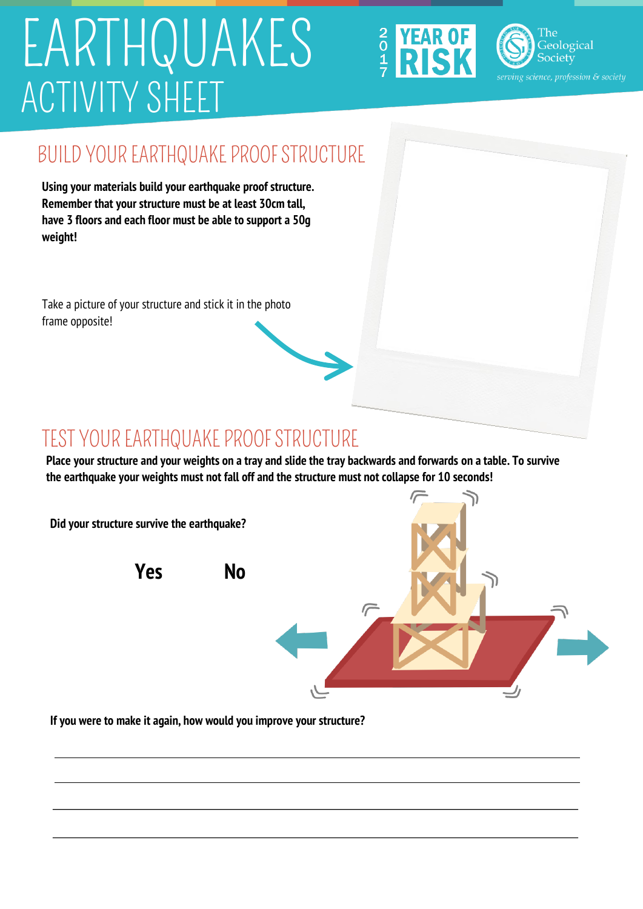# EARTHQUAKES
## ACTIVITY SHEET

2017 YEAR OF RISK

The Geological Society
*serving science, profession & society*

## BUILD YOUR EARTHQUAKE PROOF STRUCTURE

**Using your materials build your earthquake proof structure. Remember that your structure must be at least 30cm tall, have 3 floors and each floor must be able to support a 50g weight!**

Take a picture of your structure and stick it in the photo frame opposite!

## TEST YOUR EARTHQUAKE PROOF STRUCTURE

**Place your structure and your weights on a tray and slide the tray backwards and forwards on a table. To survive the earthquake your weights must not fall off and the structure must not collapse for 10 seconds!**

**Did your structure survive the earthquake?**

**Yes** **No**

**If you were to make it again, how would you improve your structure?**

_______________________________________________

_______________________________________________

_______________________________________________

_______________________________________________